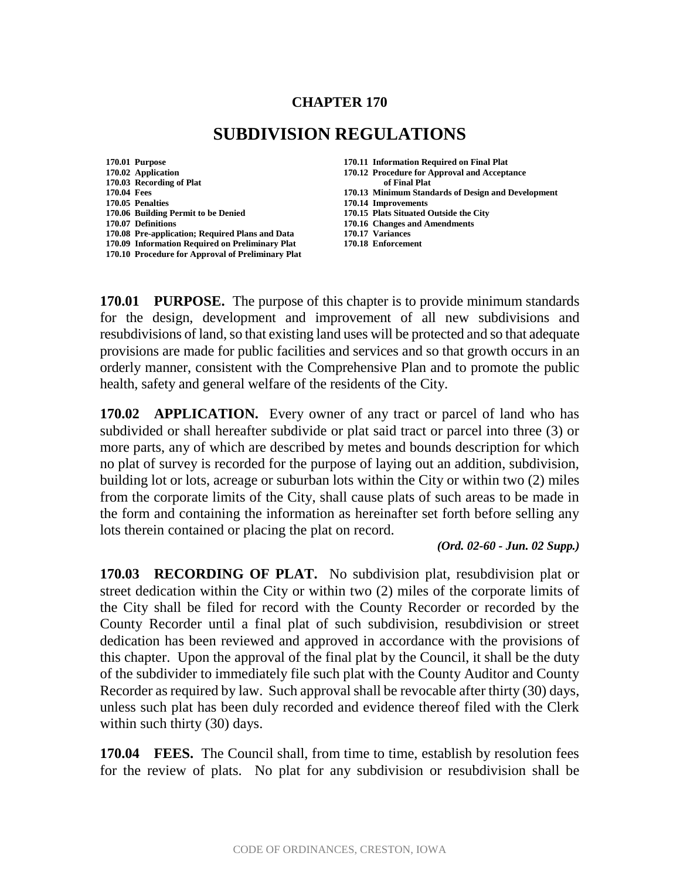# CHAPTER 170

# SUBDIVISION REGULATIONS

- 170.01 Purpose
- 170.02 Application
- 170.03 Recording of Plat
- 170.04 Fees
- 170.05 Penalties
- 170.06 Building Permit to be Denied
- 170.07 Definitions
- 170.08 Pre-application; Required Plans and Data
- 170.09 Information Required on Preliminary Plat
- 170.10 Procedure for Approval of Preliminary Plat
- 170.11 Information Required on Final Plat
- 170.12 Procedure for Approval and Acceptance of Final Plat
- 170.13 Minimum Standards of Design and Development
- 170.14 Improvements
- 170.15 Plats Situated Outside the City
- 170.16 Changes and Amendments
- 170.17 Variances
- 170.18 Enforcement

**170.01 PURPOSE.** The purpose of this chapter is to provide minimum standards for the design, development and improvement of all new subdivisions and resubdivisions of land, so that existing land uses will be protected and so that adequate provisions are made for public facilities and services and so that growth occurs in an orderly manner, consistent with the Comprehensive Plan and to promote the public health, safety and general welfare of the residents of the City.

**170.02 APPLICATION.** Every owner of any tract or parcel of land who has subdivided or shall hereafter subdivide or plat said tract or parcel into three (3) or more parts, any of which are described by metes and bounds description for which no plat of survey is recorded for the purpose of laying out an addition, subdivision, building lot or lots, acreage or suburban lots within the City or within two (2) miles from the corporate limits of the City, shall cause plats of such areas to be made in the form and containing the information as hereinafter set forth before selling any lots therein contained or placing the plat on record.

*(Ord. 02-60 - Jun. 02 Supp.)*

**170.03 RECORDING OF PLAT.** No subdivision plat, resubdivision plat or street dedication within the City or within two (2) miles of the corporate limits of the City shall be filed for record with the County Recorder or recorded by the County Recorder until a final plat of such subdivision, resubdivision or street dedication has been reviewed and approved in accordance with the provisions of this chapter. Upon the approval of the final plat by the Council, it shall be the duty of the subdivider to immediately file such plat with the County Auditor and County Recorder as required by law. Such approval shall be revocable after thirty (30) days, unless such plat has been duly recorded and evidence thereof filed with the Clerk within such thirty (30) days.

**170.04 FEES.** The Council shall, from time to time, establish by resolution fees for the review of plats. No plat for any subdivision or resubdivision shall be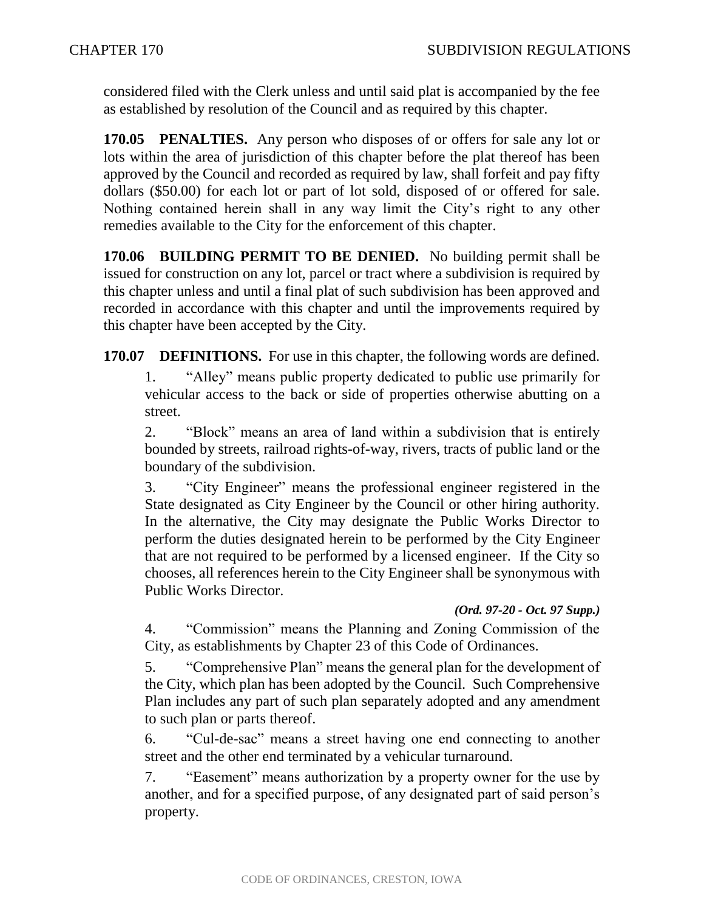considered filed with the Clerk unless and until said plat is accompanied by the fee as established by resolution of the Council and as required by this chapter.

**170.05 PENALTIES.** Any person who disposes of or offers for sale any lot or lots within the area of jurisdiction of this chapter before the plat thereof has been approved by the Council and recorded as required by law, shall forfeit and pay fifty dollars ($50.00) for each lot or part of lot sold, disposed of or offered for sale. Nothing contained herein shall in any way limit the City's right to any other remedies available to the City for the enforcement of this chapter.

**170.06 BUILDING PERMIT TO BE DENIED.** No building permit shall be issued for construction on any lot, parcel or tract where a subdivision is required by this chapter unless and until a final plat of such subdivision has been approved and recorded in accordance with this chapter and until the improvements required by this chapter have been accepted by the City.

**170.07 DEFINITIONS.** For use in this chapter, the following words are defined.

1. "Alley" means public property dedicated to public use primarily for vehicular access to the back or side of properties otherwise abutting on a street.

2. "Block" means an area of land within a subdivision that is entirely bounded by streets, railroad rights-of-way, rivers, tracts of public land or the boundary of the subdivision.

3. "City Engineer" means the professional engineer registered in the State designated as City Engineer by the Council or other hiring authority. In the alternative, the City may designate the Public Works Director to perform the duties designated herein to be performed by the City Engineer that are not required to be performed by a licensed engineer. If the City so chooses, all references herein to the City Engineer shall be synonymous with Public Works Director.

*(Ord. 97-20 - Oct. 97 Supp.)*

4. "Commission" means the Planning and Zoning Commission of the City, as establishments by Chapter 23 of this Code of Ordinances.

5. "Comprehensive Plan" means the general plan for the development of the City, which plan has been adopted by the Council. Such Comprehensive Plan includes any part of such plan separately adopted and any amendment to such plan or parts thereof.

6. "Cul-de-sac" means a street having one end connecting to another street and the other end terminated by a vehicular turnaround.

7. "Easement" means authorization by a property owner for the use by another, and for a specified purpose, of any designated part of said person's property.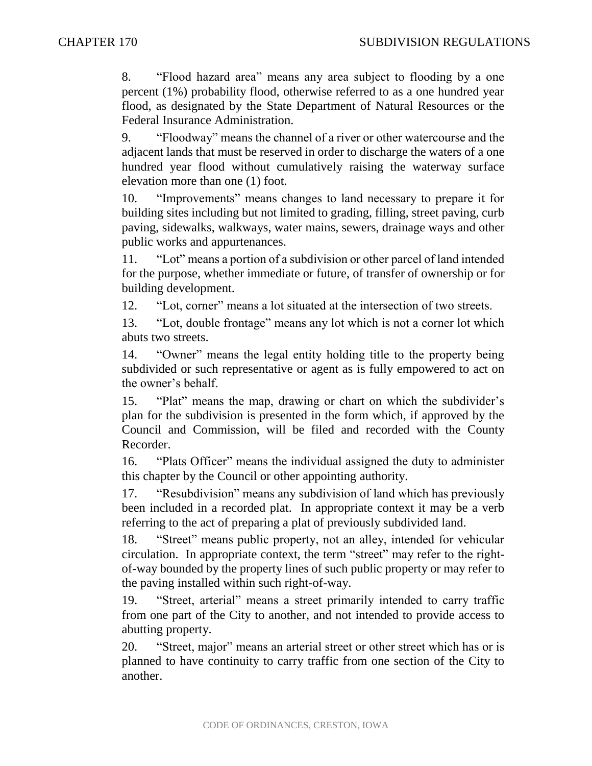8. “Flood hazard area” means any area subject to flooding by a one percent (1%) probability flood, otherwise referred to as a one hundred year flood, as designated by the State Department of Natural Resources or the Federal Insurance Administration.

9. “Floodway” means the channel of a river or other watercourse and the adjacent lands that must be reserved in order to discharge the waters of a one hundred year flood without cumulatively raising the waterway surface elevation more than one (1) foot.

10. “Improvements” means changes to land necessary to prepare it for building sites including but not limited to grading, filling, street paving, curb paving, sidewalks, walkways, water mains, sewers, drainage ways and other public works and appurtenances.

11. “Lot” means a portion of a subdivision or other parcel of land intended for the purpose, whether immediate or future, of transfer of ownership or for building development.

12. “Lot, corner” means a lot situated at the intersection of two streets.

13. “Lot, double frontage” means any lot which is not a corner lot which abuts two streets.

14. “Owner” means the legal entity holding title to the property being subdivided or such representative or agent as is fully empowered to act on the owner’s behalf.

15. “Plat” means the map, drawing or chart on which the subdivider’s plan for the subdivision is presented in the form which, if approved by the Council and Commission, will be filed and recorded with the County Recorder.

16. “Plats Officer” means the individual assigned the duty to administer this chapter by the Council or other appointing authority.

17. “Resubdivision” means any subdivision of land which has previously been included in a recorded plat. In appropriate context it may be a verb referring to the act of preparing a plat of previously subdivided land.

18. “Street” means public property, not an alley, intended for vehicular circulation. In appropriate context, the term “street” may refer to the right-of-way bounded by the property lines of such public property or may refer to the paving installed within such right-of-way.

19. “Street, arterial” means a street primarily intended to carry traffic from one part of the City to another, and not intended to provide access to abutting property.

20. “Street, major” means an arterial street or other street which has or is planned to have continuity to carry traffic from one section of the City to another.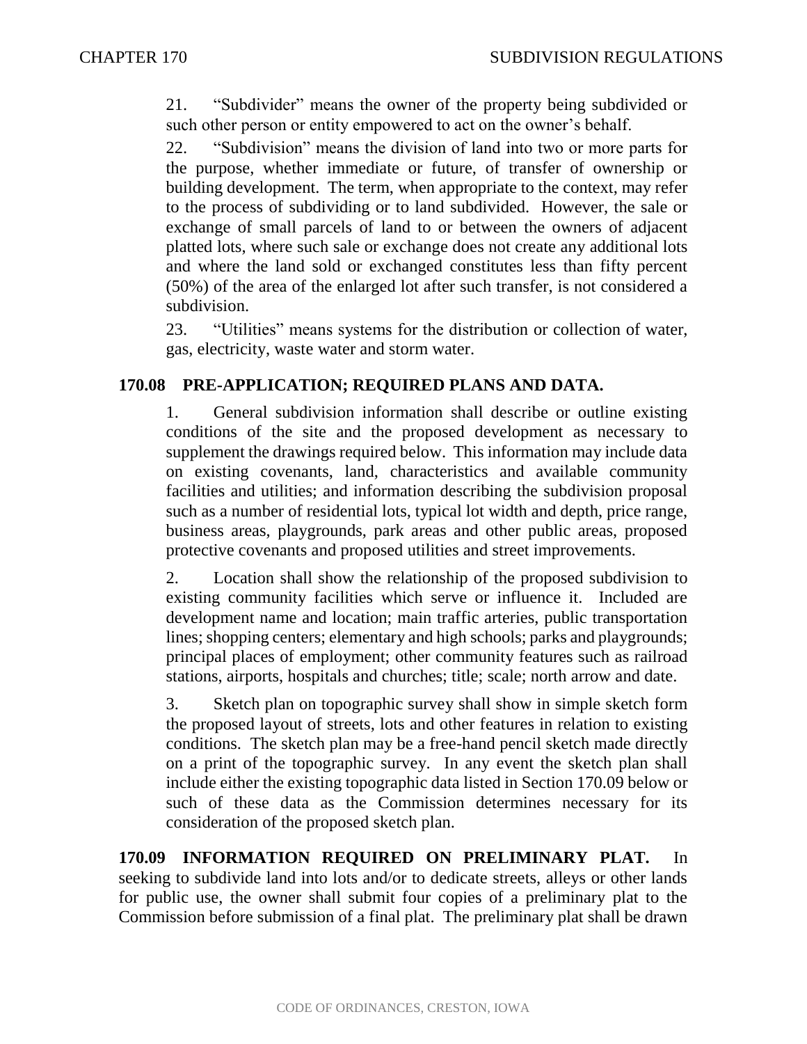21. “Subdivider” means the owner of the property being subdivided or such other person or entity empowered to act on the owner’s behalf.

22. “Subdivision” means the division of land into two or more parts for the purpose, whether immediate or future, of transfer of ownership or building development. The term, when appropriate to the context, may refer to the process of subdividing or to land subdivided. However, the sale or exchange of small parcels of land to or between the owners of adjacent platted lots, where such sale or exchange does not create any additional lots and where the land sold or exchanged constitutes less than fifty percent (50%) of the area of the enlarged lot after such transfer, is not considered a subdivision.

23. “Utilities” means systems for the distribution or collection of water, gas, electricity, waste water and storm water.

**170.08 PRE-APPLICATION; REQUIRED PLANS AND DATA.**

1. General subdivision information shall describe or outline existing conditions of the site and the proposed development as necessary to supplement the drawings required below. This information may include data on existing covenants, land, characteristics and available community facilities and utilities; and information describing the subdivision proposal such as a number of residential lots, typical lot width and depth, price range, business areas, playgrounds, park areas and other public areas, proposed protective covenants and proposed utilities and street improvements.

2. Location shall show the relationship of the proposed subdivision to existing community facilities which serve or influence it. Included are development name and location; main traffic arteries, public transportation lines; shopping centers; elementary and high schools; parks and playgrounds; principal places of employment; other community features such as railroad stations, airports, hospitals and churches; title; scale; north arrow and date.

3. Sketch plan on topographic survey shall show in simple sketch form the proposed layout of streets, lots and other features in relation to existing conditions. The sketch plan may be a free-hand pencil sketch made directly on a print of the topographic survey. In any event the sketch plan shall include either the existing topographic data listed in Section 170.09 below or such of these data as the Commission determines necessary for its consideration of the proposed sketch plan.

**170.09 INFORMATION REQUIRED ON PRELIMINARY PLAT.** In seeking to subdivide land into lots and/or to dedicate streets, alleys or other lands for public use, the owner shall submit four copies of a preliminary plat to the Commission before submission of a final plat. The preliminary plat shall be drawn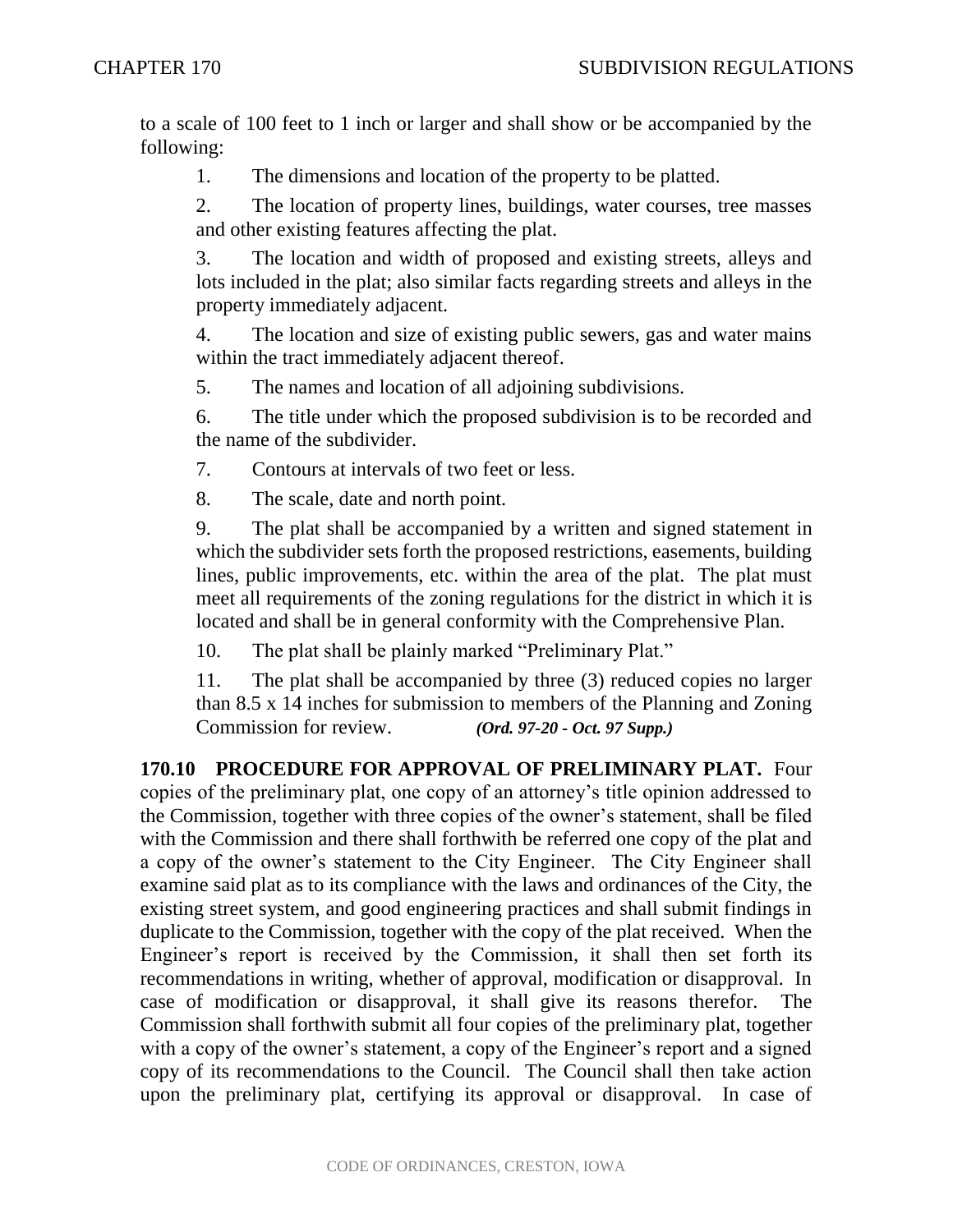to a scale of 100 feet to 1 inch or larger and shall show or be accompanied by the following:

1. The dimensions and location of the property to be platted.

2. The location of property lines, buildings, water courses, tree masses and other existing features affecting the plat.

3. The location and width of proposed and existing streets, alleys and lots included in the plat; also similar facts regarding streets and alleys in the property immediately adjacent.

4. The location and size of existing public sewers, gas and water mains within the tract immediately adjacent thereof.

5. The names and location of all adjoining subdivisions.

6. The title under which the proposed subdivision is to be recorded and the name of the subdivider.

7. Contours at intervals of two feet or less.

8. The scale, date and north point.

9. The plat shall be accompanied by a written and signed statement in which the subdivider sets forth the proposed restrictions, easements, building lines, public improvements, etc. within the area of the plat. The plat must meet all requirements of the zoning regulations for the district in which it is located and shall be in general conformity with the Comprehensive Plan.

10. The plat shall be plainly marked "Preliminary Plat."

11. The plat shall be accompanied by three (3) reduced copies no larger than 8.5 x 14 inches for submission to members of the Planning and Zoning Commission for review. ***(Ord. 97-20 - Oct. 97 Supp.)***

**170.10 PROCEDURE FOR APPROVAL OF PRELIMINARY PLAT.** Four copies of the preliminary plat, one copy of an attorney's title opinion addressed to the Commission, together with three copies of the owner's statement, shall be filed with the Commission and there shall forthwith be referred one copy of the plat and a copy of the owner's statement to the City Engineer. The City Engineer shall examine said plat as to its compliance with the laws and ordinances of the City, the existing street system, and good engineering practices and shall submit findings in duplicate to the Commission, together with the copy of the plat received. When the Engineer's report is received by the Commission, it shall then set forth its recommendations in writing, whether of approval, modification or disapproval. In case of modification or disapproval, it shall give its reasons therefor. The Commission shall forthwith submit all four copies of the preliminary plat, together with a copy of the owner's statement, a copy of the Engineer's report and a signed copy of its recommendations to the Council. The Council shall then take action upon the preliminary plat, certifying its approval or disapproval. In case of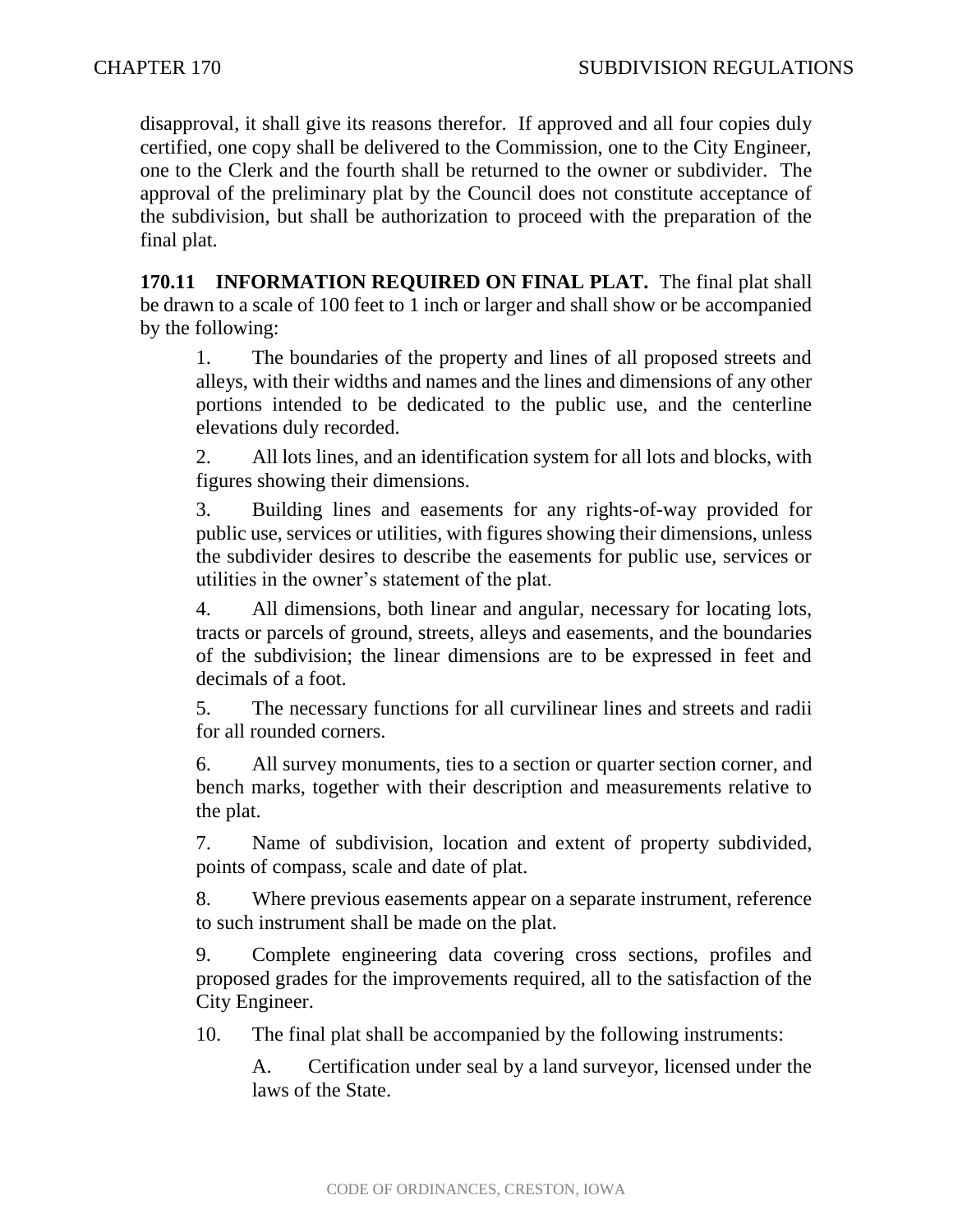disapproval, it shall give its reasons therefor. If approved and all four copies duly certified, one copy shall be delivered to the Commission, one to the City Engineer, one to the Clerk and the fourth shall be returned to the owner or subdivider. The approval of the preliminary plat by the Council does not constitute acceptance of the subdivision, but shall be authorization to proceed with the preparation of the final plat.

**170.11 INFORMATION REQUIRED ON FINAL PLAT.** The final plat shall be drawn to a scale of 100 feet to 1 inch or larger and shall show or be accompanied by the following:

1. The boundaries of the property and lines of all proposed streets and alleys, with their widths and names and the lines and dimensions of any other portions intended to be dedicated to the public use, and the centerline elevations duly recorded.

2. All lots lines, and an identification system for all lots and blocks, with figures showing their dimensions.

3. Building lines and easements for any rights-of-way provided for public use, services or utilities, with figures showing their dimensions, unless the subdivider desires to describe the easements for public use, services or utilities in the owner's statement of the plat.

4. All dimensions, both linear and angular, necessary for locating lots, tracts or parcels of ground, streets, alleys and easements, and the boundaries of the subdivision; the linear dimensions are to be expressed in feet and decimals of a foot.

5. The necessary functions for all curvilinear lines and streets and radii for all rounded corners.

6. All survey monuments, ties to a section or quarter section corner, and bench marks, together with their description and measurements relative to the plat.

7. Name of subdivision, location and extent of property subdivided, points of compass, scale and date of plat.

8. Where previous easements appear on a separate instrument, reference to such instrument shall be made on the plat.

9. Complete engineering data covering cross sections, profiles and proposed grades for the improvements required, all to the satisfaction of the City Engineer.

10. The final plat shall be accompanied by the following instruments:

    A. Certification under seal by a land surveyor, licensed under the laws of the State.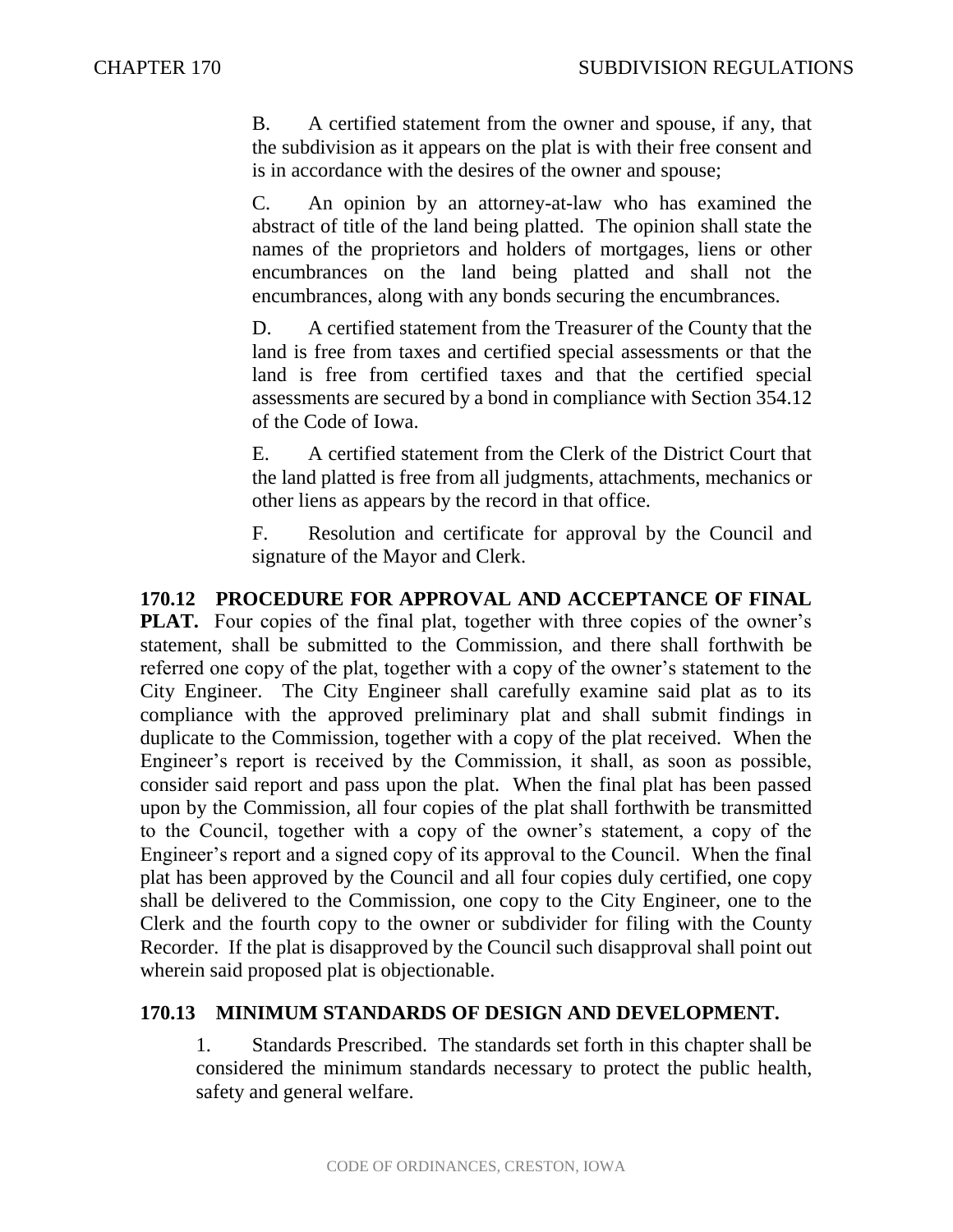B. A certified statement from the owner and spouse, if any, that the subdivision as it appears on the plat is with their free consent and is in accordance with the desires of the owner and spouse;

C. An opinion by an attorney-at-law who has examined the abstract of title of the land being platted. The opinion shall state the names of the proprietors and holders of mortgages, liens or other encumbrances on the land being platted and shall not the encumbrances, along with any bonds securing the encumbrances.

D. A certified statement from the Treasurer of the County that the land is free from taxes and certified special assessments or that the land is free from certified taxes and that the certified special assessments are secured by a bond in compliance with Section 354.12 of the Code of Iowa.

E. A certified statement from the Clerk of the District Court that the land platted is free from all judgments, attachments, mechanics or other liens as appears by the record in that office.

F. Resolution and certificate for approval by the Council and signature of the Mayor and Clerk.

**170.12 PROCEDURE FOR APPROVAL AND ACCEPTANCE OF FINAL PLAT.** Four copies of the final plat, together with three copies of the owner's statement, shall be submitted to the Commission, and there shall forthwith be referred one copy of the plat, together with a copy of the owner's statement to the City Engineer. The City Engineer shall carefully examine said plat as to its compliance with the approved preliminary plat and shall submit findings in duplicate to the Commission, together with a copy of the plat received. When the Engineer's report is received by the Commission, it shall, as soon as possible, consider said report and pass upon the plat. When the final plat has been passed upon by the Commission, all four copies of the plat shall forthwith be transmitted to the Council, together with a copy of the owner's statement, a copy of the Engineer's report and a signed copy of its approval to the Council. When the final plat has been approved by the Council and all four copies duly certified, one copy shall be delivered to the Commission, one copy to the City Engineer, one to the Clerk and the fourth copy to the owner or subdivider for filing with the County Recorder. If the plat is disapproved by the Council such disapproval shall point out wherein said proposed plat is objectionable.

**170.13 MINIMUM STANDARDS OF DESIGN AND DEVELOPMENT.**

1. Standards Prescribed. The standards set forth in this chapter shall be considered the minimum standards necessary to protect the public health, safety and general welfare.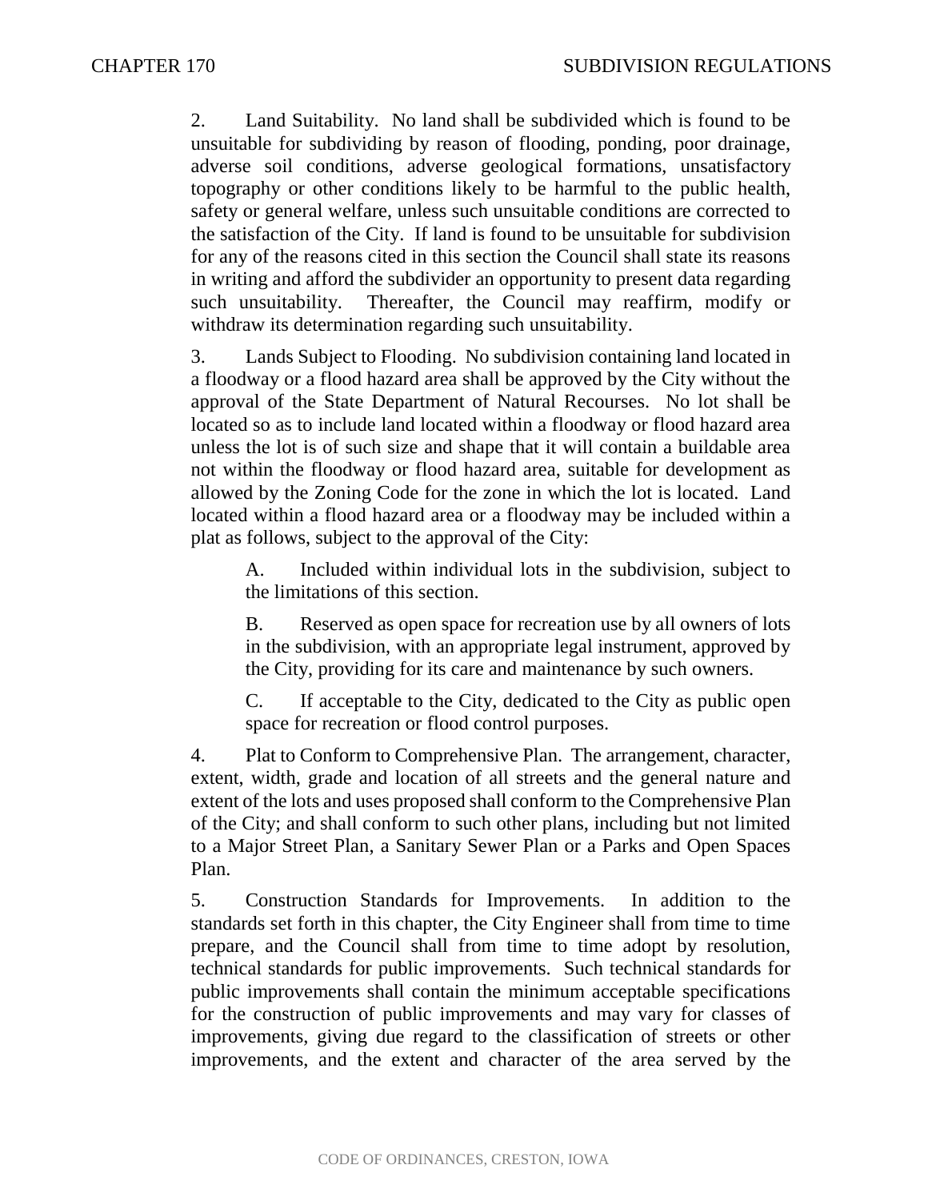2. Land Suitability. No land shall be subdivided which is found to be unsuitable for subdividing by reason of flooding, ponding, poor drainage, adverse soil conditions, adverse geological formations, unsatisfactory topography or other conditions likely to be harmful to the public health, safety or general welfare, unless such unsuitable conditions are corrected to the satisfaction of the City. If land is found to be unsuitable for subdivision for any of the reasons cited in this section the Council shall state its reasons in writing and afford the subdivider an opportunity to present data regarding such unsuitability. Thereafter, the Council may reaffirm, modify or withdraw its determination regarding such unsuitability.

3. Lands Subject to Flooding. No subdivision containing land located in a floodway or a flood hazard area shall be approved by the City without the approval of the State Department of Natural Recourses. No lot shall be located so as to include land located within a floodway or flood hazard area unless the lot is of such size and shape that it will contain a buildable area not within the floodway or flood hazard area, suitable for development as allowed by the Zoning Code for the zone in which the lot is located. Land located within a flood hazard area or a floodway may be included within a plat as follows, subject to the approval of the City:

A. Included within individual lots in the subdivision, subject to the limitations of this section.

B. Reserved as open space for recreation use by all owners of lots in the subdivision, with an appropriate legal instrument, approved by the City, providing for its care and maintenance by such owners.

C. If acceptable to the City, dedicated to the City as public open space for recreation or flood control purposes.

4. Plat to Conform to Comprehensive Plan. The arrangement, character, extent, width, grade and location of all streets and the general nature and extent of the lots and uses proposed shall conform to the Comprehensive Plan of the City; and shall conform to such other plans, including but not limited to a Major Street Plan, a Sanitary Sewer Plan or a Parks and Open Spaces Plan.

5. Construction Standards for Improvements. In addition to the standards set forth in this chapter, the City Engineer shall from time to time prepare, and the Council shall from time to time adopt by resolution, technical standards for public improvements. Such technical standards for public improvements shall contain the minimum acceptable specifications for the construction of public improvements and may vary for classes of improvements, giving due regard to the classification of streets or other improvements, and the extent and character of the area served by the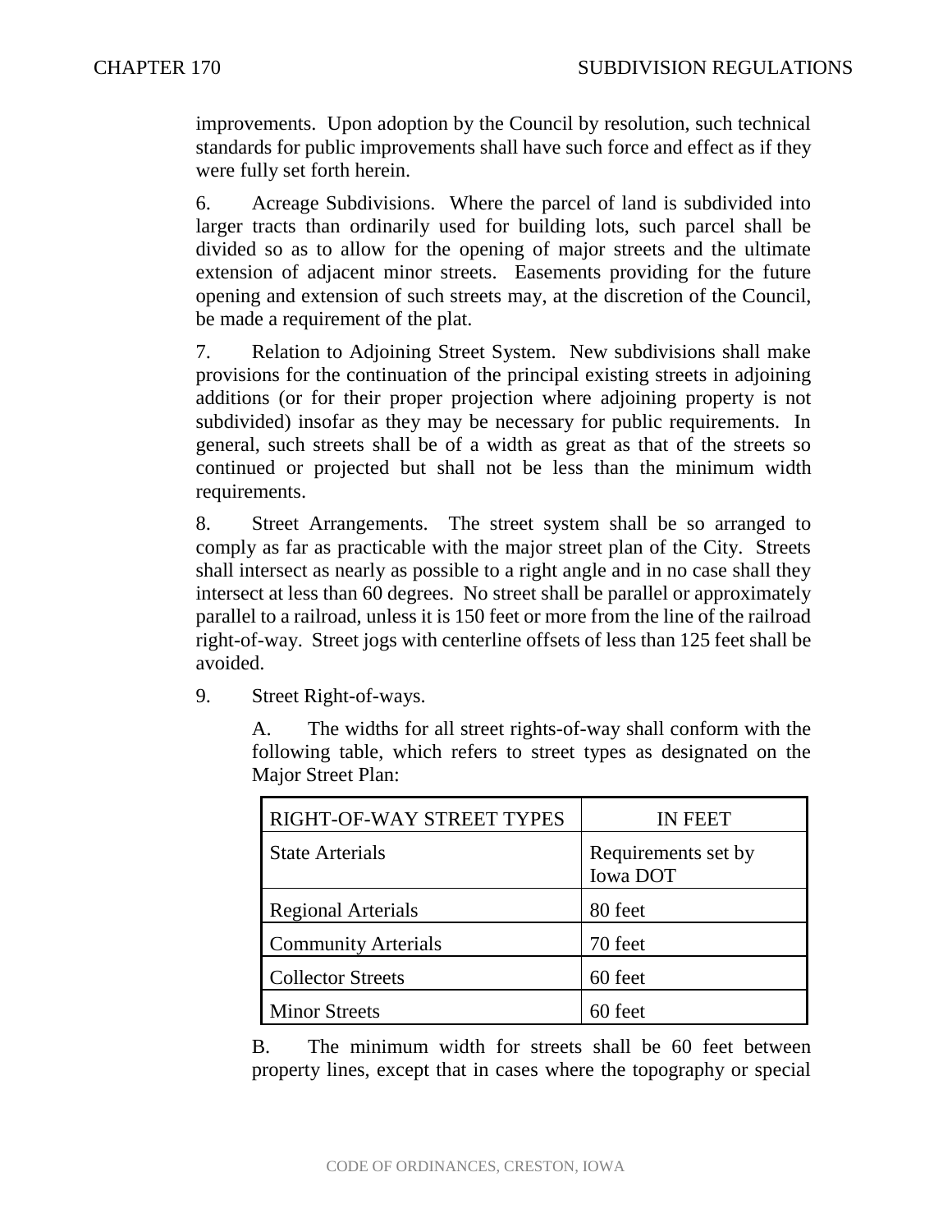improvements. Upon adoption by the Council by resolution, such technical standards for public improvements shall have such force and effect as if they were fully set forth herein.

6. Acreage Subdivisions. Where the parcel of land is subdivided into larger tracts than ordinarily used for building lots, such parcel shall be divided so as to allow for the opening of major streets and the ultimate extension of adjacent minor streets. Easements providing for the future opening and extension of such streets may, at the discretion of the Council, be made a requirement of the plat.

7. Relation to Adjoining Street System. New subdivisions shall make provisions for the continuation of the principal existing streets in adjoining additions (or for their proper projection where adjoining property is not subdivided) insofar as they may be necessary for public requirements. In general, such streets shall be of a width as great as that of the streets so continued or projected but shall not be less than the minimum width requirements.

8. Street Arrangements. The street system shall be so arranged to comply as far as practicable with the major street plan of the City. Streets shall intersect as nearly as possible to a right angle and in no case shall they intersect at less than 60 degrees. No street shall be parallel or approximately parallel to a railroad, unless it is 150 feet or more from the line of the railroad right-of-way. Street jogs with centerline offsets of less than 125 feet shall be avoided.

9. Street Right-of-ways.

A. The widths for all street rights-of-way shall conform with the following table, which refers to street types as designated on the Major Street Plan:

| RIGHT-OF-WAY STREET TYPES | IN FEET |
|---|---|
| State Arterials | Requirements set by Iowa DOT |
| Regional Arterials | 80 feet |
| Community Arterials | 70 feet |
| Collector Streets | 60 feet |
| Minor Streets | 60 feet |

B. The minimum width for streets shall be 60 feet between property lines, except that in cases where the topography or special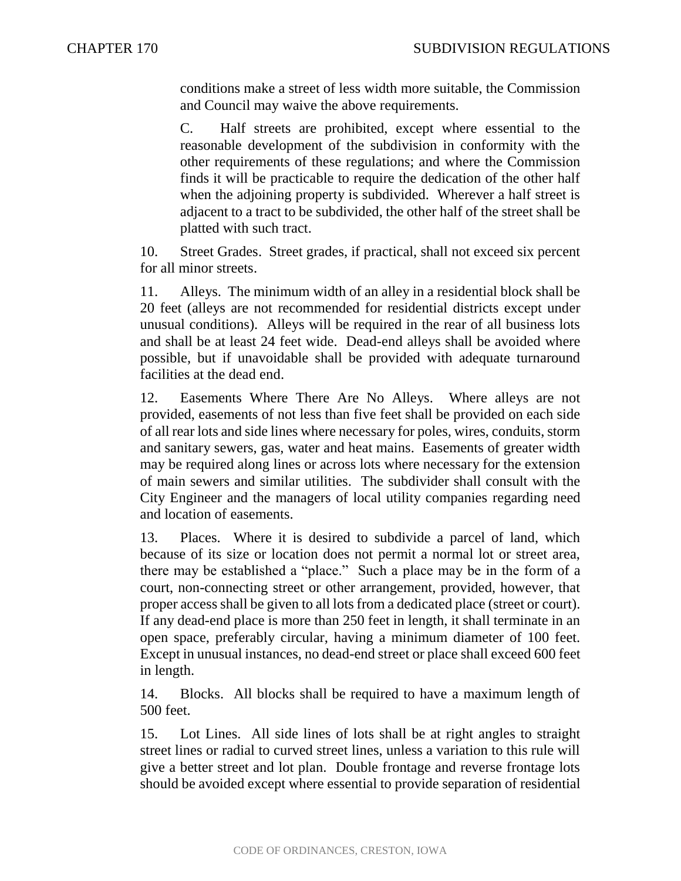conditions make a street of less width more suitable, the Commission and Council may waive the above requirements.

C. Half streets are prohibited, except where essential to the reasonable development of the subdivision in conformity with the other requirements of these regulations; and where the Commission finds it will be practicable to require the dedication of the other half when the adjoining property is subdivided. Wherever a half street is adjacent to a tract to be subdivided, the other half of the street shall be platted with such tract.

10. Street Grades. Street grades, if practical, shall not exceed six percent for all minor streets.

11. Alleys. The minimum width of an alley in a residential block shall be 20 feet (alleys are not recommended for residential districts except under unusual conditions). Alleys will be required in the rear of all business lots and shall be at least 24 feet wide. Dead-end alleys shall be avoided where possible, but if unavoidable shall be provided with adequate turnaround facilities at the dead end.

12. Easements Where There Are No Alleys. Where alleys are not provided, easements of not less than five feet shall be provided on each side of all rear lots and side lines where necessary for poles, wires, conduits, storm and sanitary sewers, gas, water and heat mains. Easements of greater width may be required along lines or across lots where necessary for the extension of main sewers and similar utilities. The subdivider shall consult with the City Engineer and the managers of local utility companies regarding need and location of easements.

13. Places. Where it is desired to subdivide a parcel of land, which because of its size or location does not permit a normal lot or street area, there may be established a "place." Such a place may be in the form of a court, non-connecting street or other arrangement, provided, however, that proper access shall be given to all lots from a dedicated place (street or court). If any dead-end place is more than 250 feet in length, it shall terminate in an open space, preferably circular, having a minimum diameter of 100 feet. Except in unusual instances, no dead-end street or place shall exceed 600 feet in length.

14. Blocks. All blocks shall be required to have a maximum length of 500 feet.

15. Lot Lines. All side lines of lots shall be at right angles to straight street lines or radial to curved street lines, unless a variation to this rule will give a better street and lot plan. Double frontage and reverse frontage lots should be avoided except where essential to provide separation of residential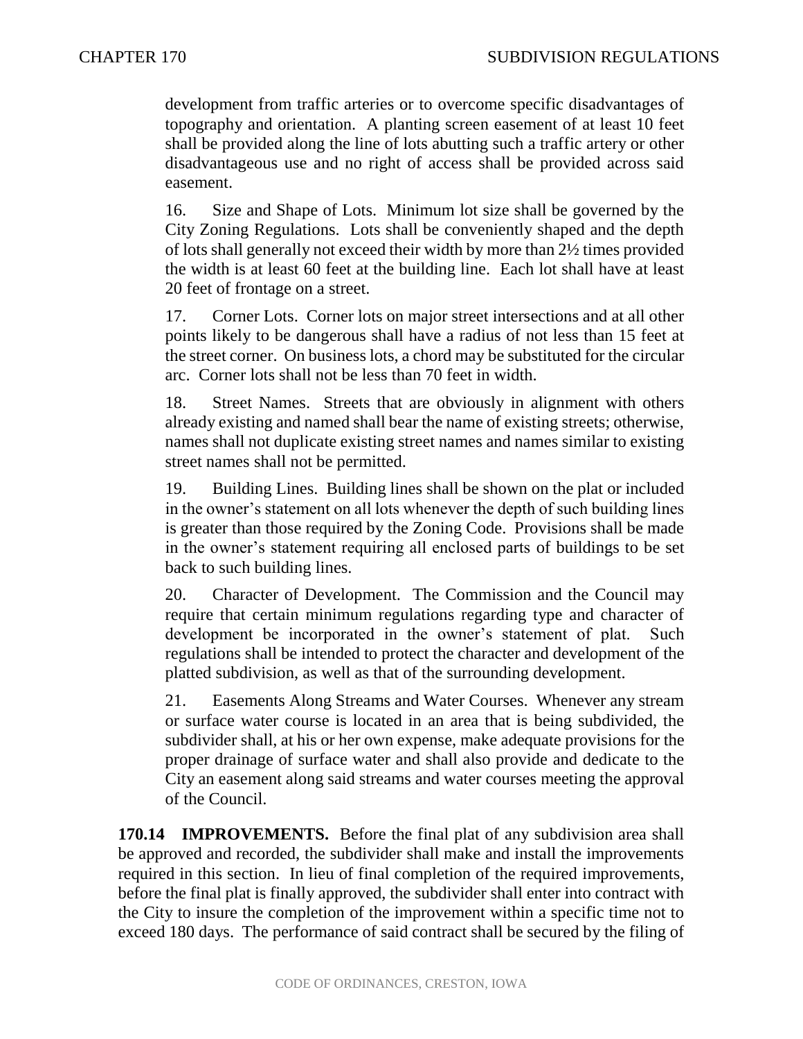development from traffic arteries or to overcome specific disadvantages of topography and orientation. A planting screen easement of at least 10 feet shall be provided along the line of lots abutting such a traffic artery or other disadvantageous use and no right of access shall be provided across said easement.

16. Size and Shape of Lots. Minimum lot size shall be governed by the City Zoning Regulations. Lots shall be conveniently shaped and the depth of lots shall generally not exceed their width by more than 2½ times provided the width is at least 60 feet at the building line. Each lot shall have at least 20 feet of frontage on a street.

17. Corner Lots. Corner lots on major street intersections and at all other points likely to be dangerous shall have a radius of not less than 15 feet at the street corner. On business lots, a chord may be substituted for the circular arc. Corner lots shall not be less than 70 feet in width.

18. Street Names. Streets that are obviously in alignment with others already existing and named shall bear the name of existing streets; otherwise, names shall not duplicate existing street names and names similar to existing street names shall not be permitted.

19. Building Lines. Building lines shall be shown on the plat or included in the owner's statement on all lots whenever the depth of such building lines is greater than those required by the Zoning Code. Provisions shall be made in the owner's statement requiring all enclosed parts of buildings to be set back to such building lines.

20. Character of Development. The Commission and the Council may require that certain minimum regulations regarding type and character of development be incorporated in the owner's statement of plat. Such regulations shall be intended to protect the character and development of the platted subdivision, as well as that of the surrounding development.

21. Easements Along Streams and Water Courses. Whenever any stream or surface water course is located in an area that is being subdivided, the subdivider shall, at his or her own expense, make adequate provisions for the proper drainage of surface water and shall also provide and dedicate to the City an easement along said streams and water courses meeting the approval of the Council.

**170.14 IMPROVEMENTS.** Before the final plat of any subdivision area shall be approved and recorded, the subdivider shall make and install the improvements required in this section. In lieu of final completion of the required improvements, before the final plat is finally approved, the subdivider shall enter into contract with the City to insure the completion of the improvement within a specific time not to exceed 180 days. The performance of said contract shall be secured by the filing of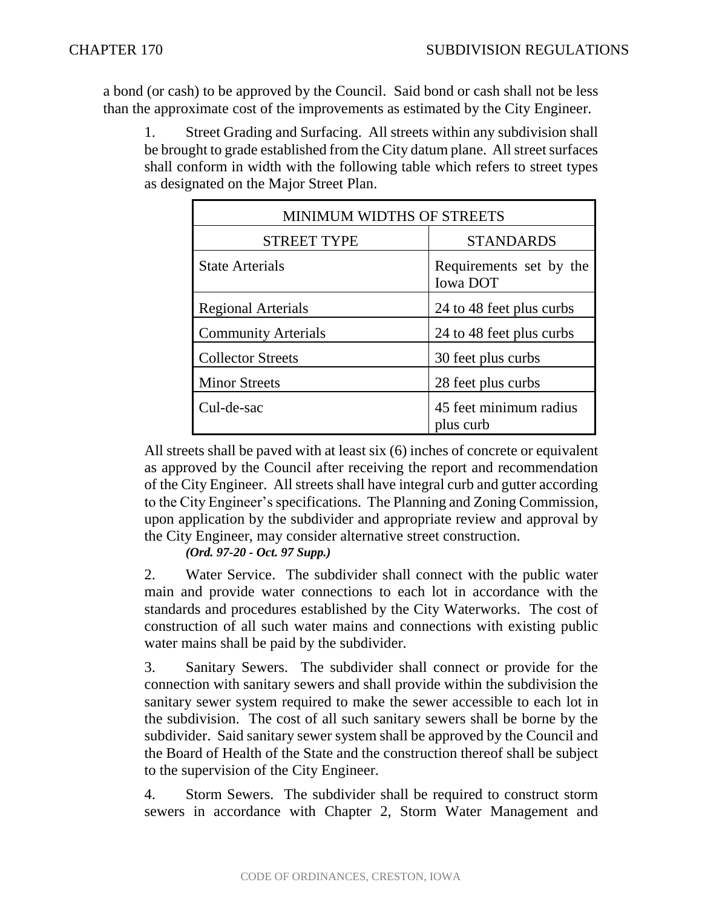a bond (or cash) to be approved by the Council. Said bond or cash shall not be less than the approximate cost of the improvements as estimated by the City Engineer.

1. Street Grading and Surfacing. All streets within any subdivision shall be brought to grade established from the City datum plane. All street surfaces shall conform in width with the following table which refers to street types as designated on the Major Street Plan.

| MINIMUM WIDTHS OF STREETS | |
|---|---|
| STREET TYPE | STANDARDS |
| State Arterials | Requirements set by the Iowa DOT |
| Regional Arterials | 24 to 48 feet plus curbs |
| Community Arterials | 24 to 48 feet plus curbs |
| Collector Streets | 30 feet plus curbs |
| Minor Streets | 28 feet plus curbs |
| Cul-de-sac | 45 feet minimum radius plus curb |

All streets shall be paved with at least six (6) inches of concrete or equivalent as approved by the Council after receiving the report and recommendation of the City Engineer. All streets shall have integral curb and gutter according to the City Engineer's specifications. The Planning and Zoning Commission, upon application by the subdivider and appropriate review and approval by the City Engineer, may consider alternative street construction.

***(Ord. 97-20 - Oct. 97 Supp.)***

2. Water Service. The subdivider shall connect with the public water main and provide water connections to each lot in accordance with the standards and procedures established by the City Waterworks. The cost of construction of all such water mains and connections with existing public water mains shall be paid by the subdivider.

3. Sanitary Sewers. The subdivider shall connect or provide for the connection with sanitary sewers and shall provide within the subdivision the sanitary sewer system required to make the sewer accessible to each lot in the subdivision. The cost of all such sanitary sewers shall be borne by the subdivider. Said sanitary sewer system shall be approved by the Council and the Board of Health of the State and the construction thereof shall be subject to the supervision of the City Engineer.

4. Storm Sewers. The subdivider shall be required to construct storm sewers in accordance with Chapter 2, Storm Water Management and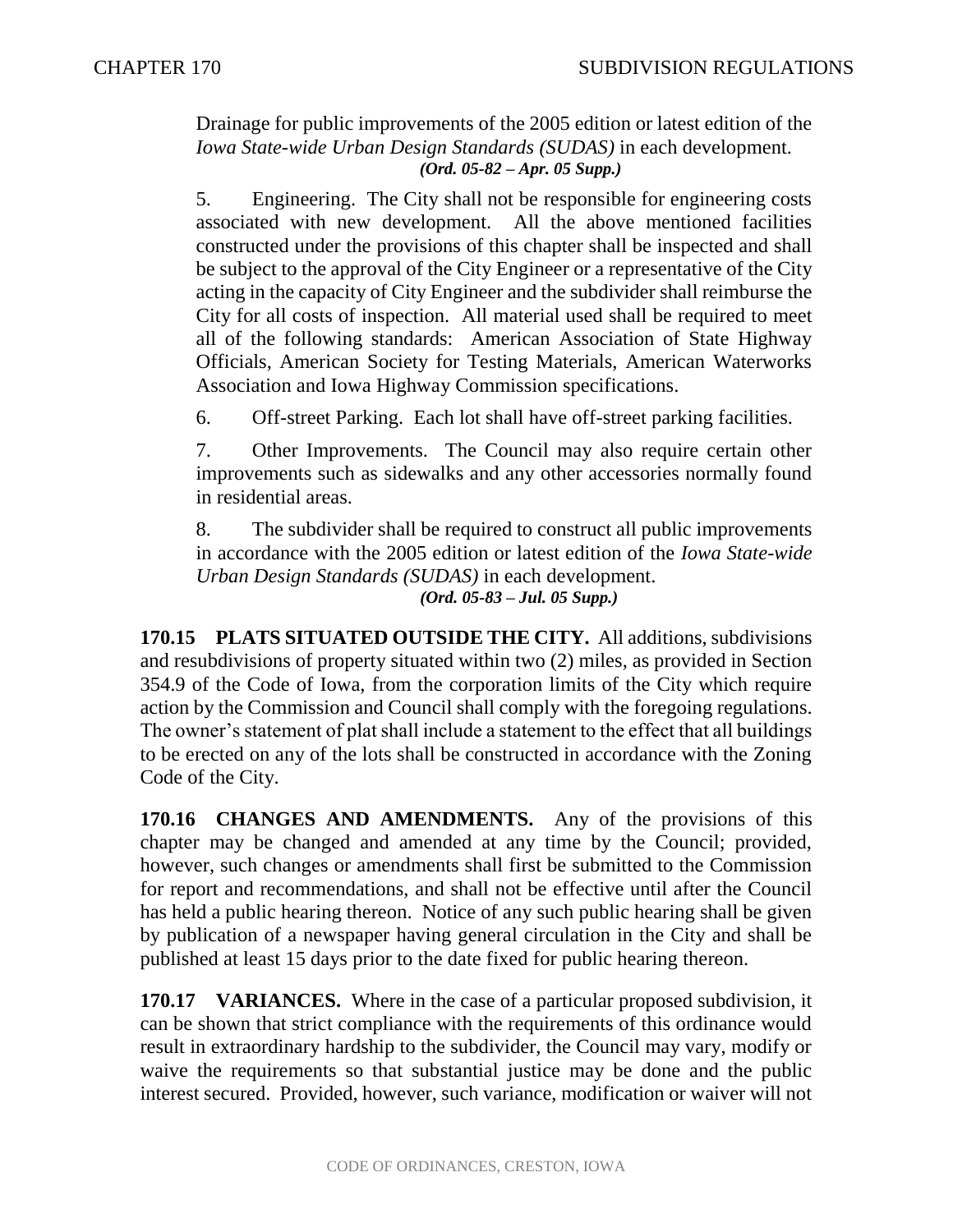Drainage for public improvements of the 2005 edition or latest edition of the *Iowa State-wide Urban Design Standards (SUDAS)* in each development.
***(Ord. 05-82 – Apr. 05 Supp.)***

5. Engineering. The City shall not be responsible for engineering costs associated with new development. All the above mentioned facilities constructed under the provisions of this chapter shall be inspected and shall be subject to the approval of the City Engineer or a representative of the City acting in the capacity of City Engineer and the subdivider shall reimburse the City for all costs of inspection. All material used shall be required to meet all of the following standards: American Association of State Highway Officials, American Society for Testing Materials, American Waterworks Association and Iowa Highway Commission specifications.

6. Off-street Parking. Each lot shall have off-street parking facilities.

7. Other Improvements. The Council may also require certain other improvements such as sidewalks and any other accessories normally found in residential areas.

8. The subdivider shall be required to construct all public improvements in accordance with the 2005 edition or latest edition of the *Iowa State-wide Urban Design Standards (SUDAS)* in each development.
***(Ord. 05-83 – Jul. 05 Supp.)***

**170.15 PLATS SITUATED OUTSIDE THE CITY.** All additions, subdivisions and resubdivisions of property situated within two (2) miles, as provided in Section 354.9 of the Code of Iowa, from the corporation limits of the City which require action by the Commission and Council shall comply with the foregoing regulations. The owner's statement of plat shall include a statement to the effect that all buildings to be erected on any of the lots shall be constructed in accordance with the Zoning Code of the City.

**170.16 CHANGES AND AMENDMENTS.** Any of the provisions of this chapter may be changed and amended at any time by the Council; provided, however, such changes or amendments shall first be submitted to the Commission for report and recommendations, and shall not be effective until after the Council has held a public hearing thereon. Notice of any such public hearing shall be given by publication of a newspaper having general circulation in the City and shall be published at least 15 days prior to the date fixed for public hearing thereon.

**170.17 VARIANCES.** Where in the case of a particular proposed subdivision, it can be shown that strict compliance with the requirements of this ordinance would result in extraordinary hardship to the subdivider, the Council may vary, modify or waive the requirements so that substantial justice may be done and the public interest secured. Provided, however, such variance, modification or waiver will not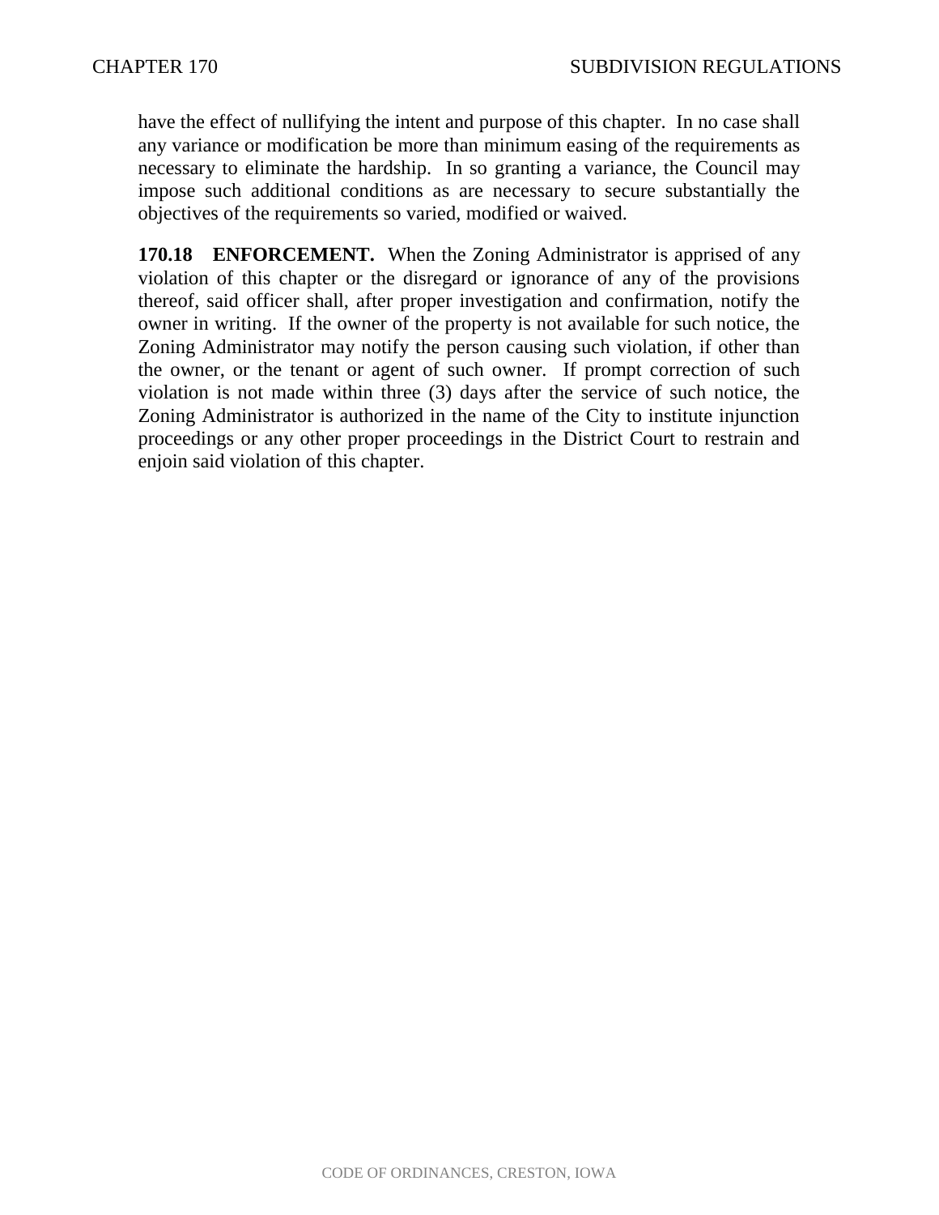have the effect of nullifying the intent and purpose of this chapter. In no case shall any variance or modification be more than minimum easing of the requirements as necessary to eliminate the hardship. In so granting a variance, the Council may impose such additional conditions as are necessary to secure substantially the objectives of the requirements so varied, modified or waived.

**170.18 ENFORCEMENT.** When the Zoning Administrator is apprised of any violation of this chapter or the disregard or ignorance of any of the provisions thereof, said officer shall, after proper investigation and confirmation, notify the owner in writing. If the owner of the property is not available for such notice, the Zoning Administrator may notify the person causing such violation, if other than the owner, or the tenant or agent of such owner. If prompt correction of such violation is not made within three (3) days after the service of such notice, the Zoning Administrator is authorized in the name of the City to institute injunction proceedings or any other proper proceedings in the District Court to restrain and enjoin said violation of this chapter.